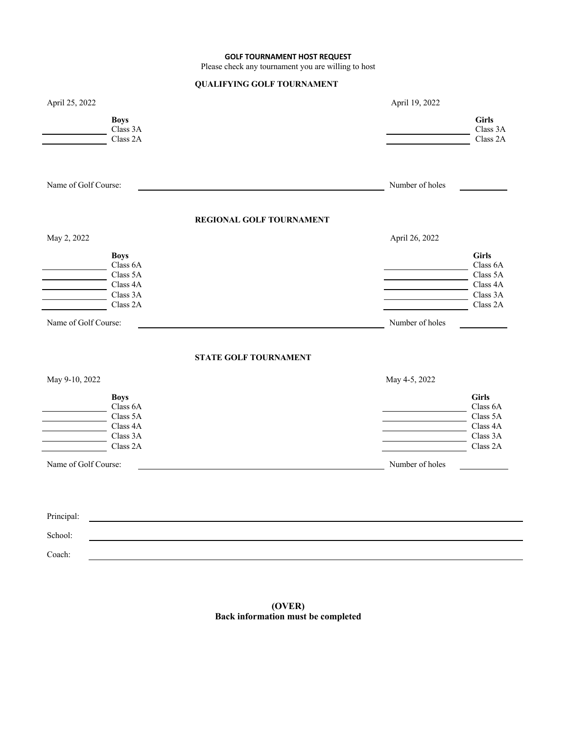**GOLF TOURNAMENT HOST REQUEST**

Please check any tournament you are willing to host

**QUALIFYING GOLF TOURNAMENT**

| April 25, 2022 | | April 19, 2022 | |
|---|---|---|---|
| | **Boys** | | **Girls** |
| ____________ | Class 3A | ____________ | Class 3A |
| ____________ | Class 2A | ____________ | Class 2A |

Name of Golf Course: ______________________________ Number of holes ________

**REGIONAL GOLF TOURNAMENT**

| May 2, 2022 | | April 26, 2022 | |
|---|---|---|---|
| | **Boys** | | **Girls** |
| ____________ | Class 6A | ____________ | Class 6A |
| ____________ | Class 5A | ____________ | Class 5A |
| ____________ | Class 4A | ____________ | Class 4A |
| ____________ | Class 3A | ____________ | Class 3A |
| ____________ | Class 2A | ____________ | Class 2A |

Name of Golf Course: ______________________________ Number of holes ________

**STATE GOLF TOURNAMENT**

| May 9-10, 2022 | | May 4-5, 2022 | |
|---|---|---|---|
| | **Boys** | | **Girls** |
| ____________ | Class 6A | ____________ | Class 6A |
| ____________ | Class 5A | ____________ | Class 5A |
| ____________ | Class 4A | ____________ | Class 4A |
| ____________ | Class 3A | ____________ | Class 3A |
| ____________ | Class 2A | ____________ | Class 2A |

Name of Golf Course: ______________________________ Number of holes ________

Principal: ______________________________

School: ______________________________

Coach: ______________________________

**(OVER)**
**Back information must be completed**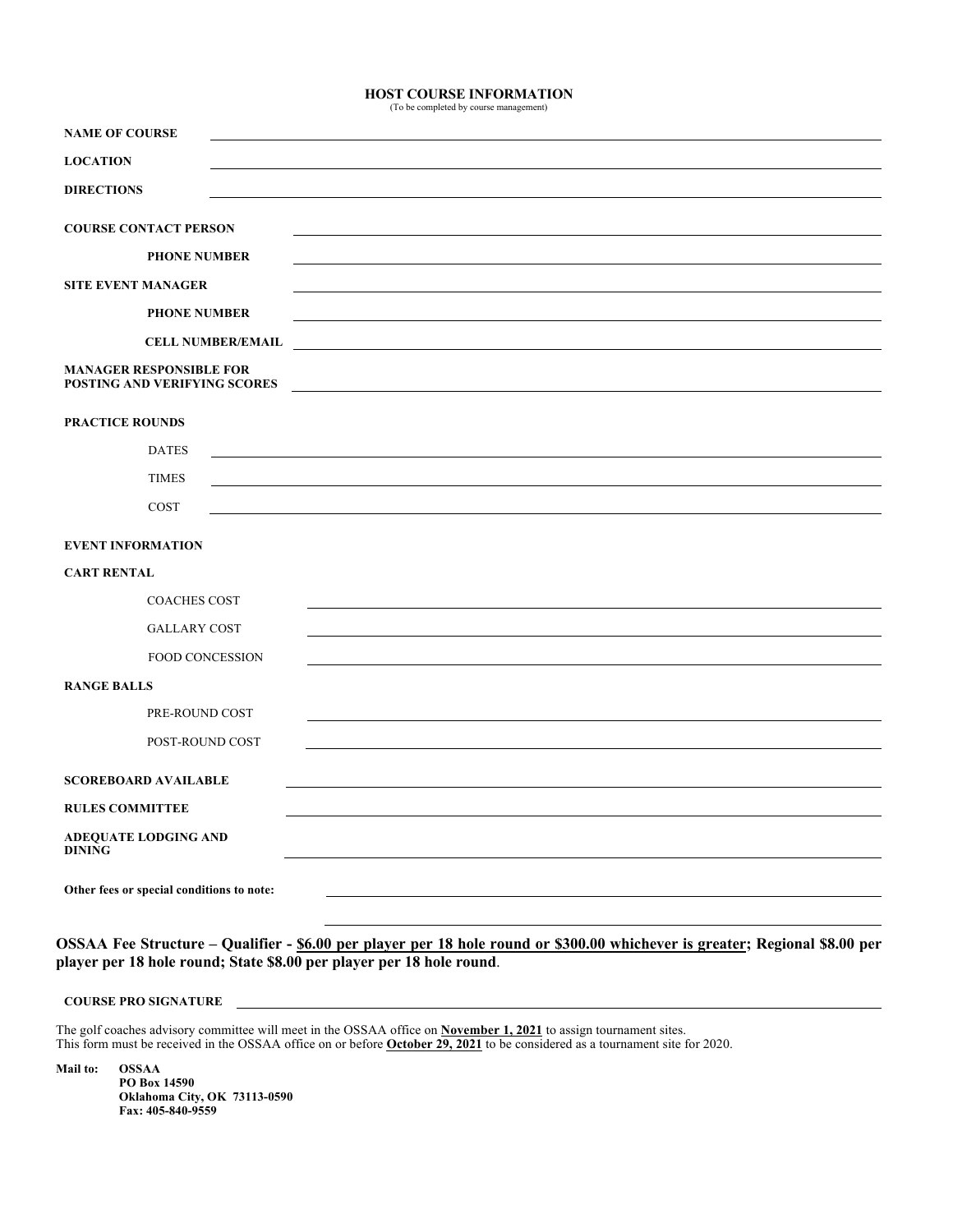## HOST COURSE INFORMATION

(To be completed by course management)

**NAME OF COURSE** \_\_\_\_\_\_\_\_\_\_\_\_\_\_\_\_\_\_\_\_\_\_\_\_

**LOCATION** \_\_\_\_\_\_\_\_\_\_\_\_\_\_\_\_\_\_\_\_\_\_\_\_

**DIRECTIONS** \_\_\_\_\_\_\_\_\_\_\_\_\_\_\_\_\_\_\_\_\_\_\_\_

**COURSE CONTACT PERSON** \_\_\_\_\_\_\_\_\_\_\_\_\_\_\_\_\_\_\_\_\_\_\_\_

**PHONE NUMBER** \_\_\_\_\_\_\_\_\_\_\_\_\_\_\_\_\_\_\_\_\_\_\_\_

**SITE EVENT MANAGER** \_\_\_\_\_\_\_\_\_\_\_\_\_\_\_\_\_\_\_\_\_\_\_\_

**PHONE NUMBER** \_\_\_\_\_\_\_\_\_\_\_\_\_\_\_\_\_\_\_\_\_\_\_\_

**CELL NUMBER/EMAIL** \_\_\_\_\_\_\_\_\_\_\_\_\_\_\_\_\_\_\_\_\_\_\_\_

**MANAGER RESPONSIBLE FOR POSTING AND VERIFYING SCORES** \_\_\_\_\_\_\_\_\_\_\_\_\_\_\_\_\_\_\_\_\_\_\_\_

**PRACTICE ROUNDS**

DATES \_\_\_\_\_\_\_\_\_\_\_\_\_\_\_\_\_\_\_\_\_\_\_\_

TIMES \_\_\_\_\_\_\_\_\_\_\_\_\_\_\_\_\_\_\_\_\_\_\_\_

COST \_\_\_\_\_\_\_\_\_\_\_\_\_\_\_\_\_\_\_\_\_\_\_\_

**EVENT INFORMATION**

**CART RENTAL**

COACHES COST \_\_\_\_\_\_\_\_\_\_\_\_\_\_\_\_\_\_\_\_\_\_\_\_

GALLARY COST \_\_\_\_\_\_\_\_\_\_\_\_\_\_\_\_\_\_\_\_\_\_\_\_

FOOD CONCESSION \_\_\_\_\_\_\_\_\_\_\_\_\_\_\_\_\_\_\_\_\_\_\_\_

**RANGE BALLS**

PRE-ROUND COST \_\_\_\_\_\_\_\_\_\_\_\_\_\_\_\_\_\_\_\_\_\_\_\_

POST-ROUND COST \_\_\_\_\_\_\_\_\_\_\_\_\_\_\_\_\_\_\_\_\_\_\_\_

**SCOREBOARD AVAILABLE** \_\_\_\_\_\_\_\_\_\_\_\_\_\_\_\_\_\_\_\_\_\_\_\_

**RULES COMMITTEE** \_\_\_\_\_\_\_\_\_\_\_\_\_\_\_\_\_\_\_\_\_\_\_\_

**ADEQUATE LODGING AND DINING** \_\_\_\_\_\_\_\_\_\_\_\_\_\_\_\_\_\_\_\_\_\_\_\_

**Other fees or special conditions to note:** \_\_\_\_\_\_\_\_\_\_\_\_\_\_\_\_\_\_\_\_\_\_\_\_

\_\_\_\_\_\_\_\_\_\_\_\_\_\_\_\_\_\_\_\_\_\_\_\_

**OSSAA Fee Structure – Qualifier - <u>$6.00 per player per 18 hole round or $300.00 whichever is greater</u>; Regional $8.00 per player per 18 hole round; State $8.00 per player per 18 hole round**.

**COURSE PRO SIGNATURE** \_\_\_\_\_\_\_\_\_\_\_\_\_\_\_\_\_\_\_\_\_\_\_\_

The golf coaches advisory committee will meet in the OSSAA office on **<u>November 1, 2021</u>** to assign tournament sites.
This form must be received in the OSSAA office on or before **<u>October 29, 2021</u>** to be considered as a tournament site for 2020.

**Mail to:** **OSSAA**
**PO Box 14590**
**Oklahoma City, OK 73113-0590**
**Fax: 405-840-9559**